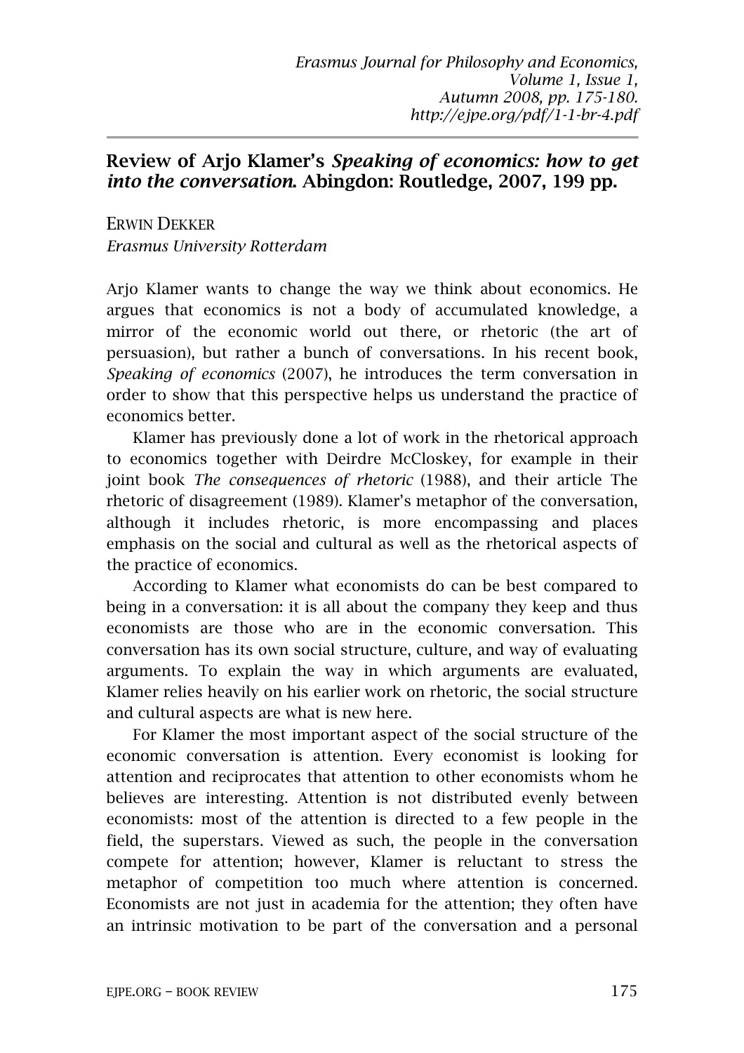## Review of Arjo Klamer's *Speaking of economics: how to get into the conversation.* Abingdon: Routledge, 2007, 199 pp.

ERWIN DEKKER

*Erasmus University Rotterdam*

Arjo Klamer wants to change the way we think about economics. He argues that economics is not a body of accumulated knowledge, a mirror of the economic world out there, or rhetoric (the art of persuasion), but rather a bunch of conversations. In his recent book, *Speaking of economics* (2007), he introduces the term conversation in order to show that this perspective helps us understand the practice of economics better.

Klamer has previously done a lot of work in the rhetorical approach to economics together with Deirdre McCloskey, for example in their joint book *The consequences of rhetoric* (1988), and their article The rhetoric of disagreement (1989). Klamer's metaphor of the conversation, although it includes rhetoric, is more encompassing and places emphasis on the social and cultural as well as the rhetorical aspects of the practice of economics.

According to Klamer what economists do can be best compared to being in a conversation: it is all about the company they keep and thus economists are those who are in the economic conversation. This conversation has its own social structure, culture, and way of evaluating arguments. To explain the way in which arguments are evaluated, Klamer relies heavily on his earlier work on rhetoric, the social structure and cultural aspects are what is new here.

For Klamer the most important aspect of the social structure of the economic conversation is attention. Every economist is looking for attention and reciprocates that attention to other economists whom he believes are interesting. Attention is not distributed evenly between economists: most of the attention is directed to a few people in the field, the superstars. Viewed as such, the people in the conversation compete for attention; however, Klamer is reluctant to stress the metaphor of competition too much where attention is concerned. Economists are not just in academia for the attention; they often have an intrinsic motivation to be part of the conversation and a personal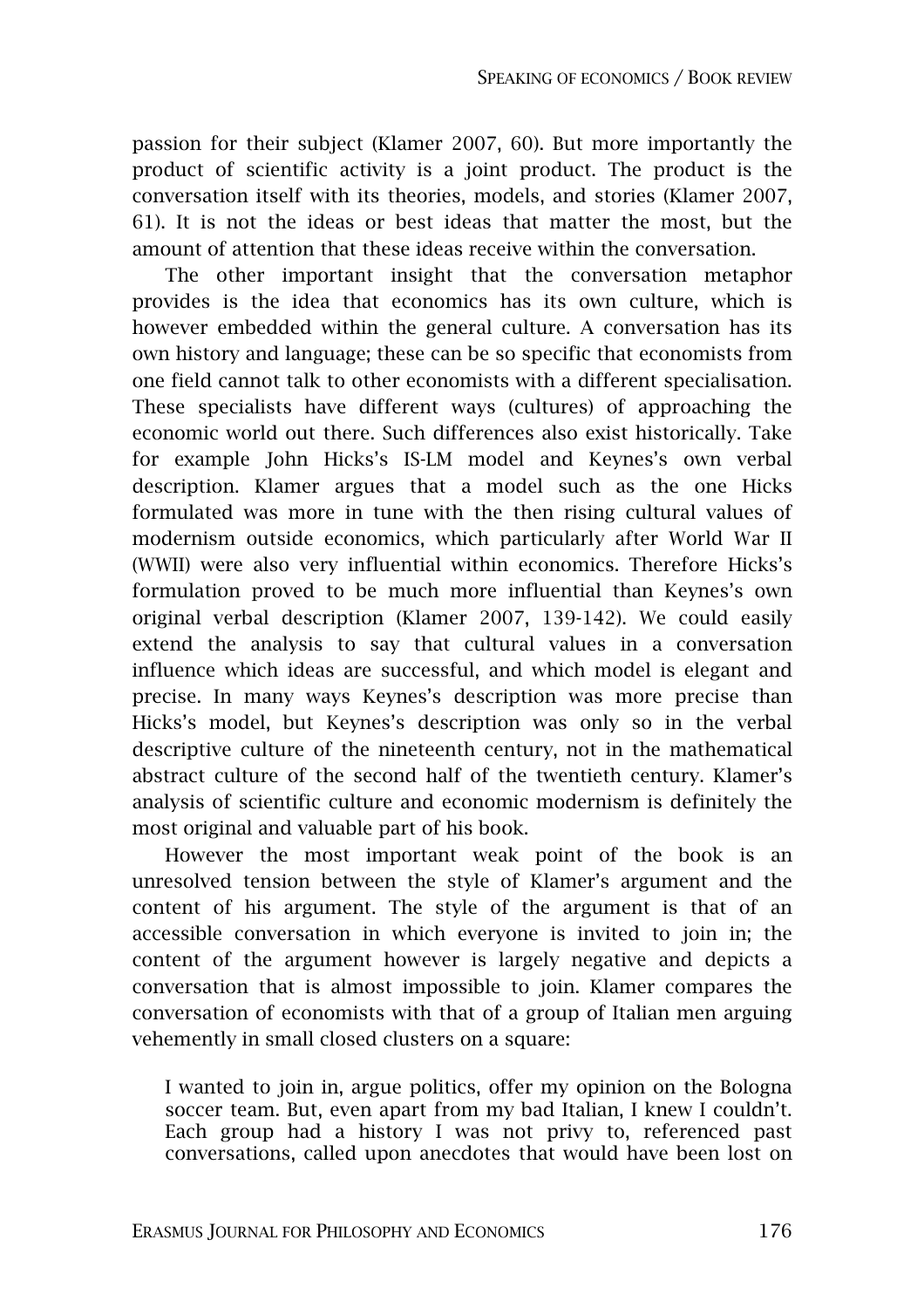passion for their subject (Klamer 2007, 60). But more importantly the product of scientific activity is a joint product. The product is the conversation itself with its theories, models, and stories (Klamer 2007, 61). It is not the ideas or best ideas that matter the most, but the amount of attention that these ideas receive within the conversation.

The other important insight that the conversation metaphor provides is the idea that economics has its own culture, which is however embedded within the general culture. A conversation has its own history and language; these can be so specific that economists from one field cannot talk to other economists with a different specialisation. These specialists have different ways (cultures) of approaching the economic world out there. Such differences also exist historically. Take for example John Hicks's IS-LM model and Keynes's own verbal description. Klamer argues that a model such as the one Hicks formulated was more in tune with the then rising cultural values of modernism outside economics, which particularly after World War II (WWII) were also very influential within economics. Therefore Hicks's formulation proved to be much more influential than Keynes's own original verbal description (Klamer 2007, 139-142). We could easily extend the analysis to say that cultural values in a conversation influence which ideas are successful, and which model is elegant and precise. In many ways Keynes's description was more precise than Hicks's model, but Keynes's description was only so in the verbal descriptive culture of the nineteenth century, not in the mathematical abstract culture of the second half of the twentieth century. Klamer's analysis of scientific culture and economic modernism is definitely the most original and valuable part of his book.

However the most important weak point of the book is an unresolved tension between the style of Klamer's argument and the content of his argument. The style of the argument is that of an accessible conversation in which everyone is invited to join in; the content of the argument however is largely negative and depicts a conversation that is almost impossible to join. Klamer compares the conversation of economists with that of a group of Italian men arguing vehemently in small closed clusters on a square:

> I wanted to join in, argue politics, offer my opinion on the Bologna soccer team. But, even apart from my bad Italian, I knew I couldn't. Each group had a history I was not privy to, referenced past conversations, called upon anecdotes that would have been lost on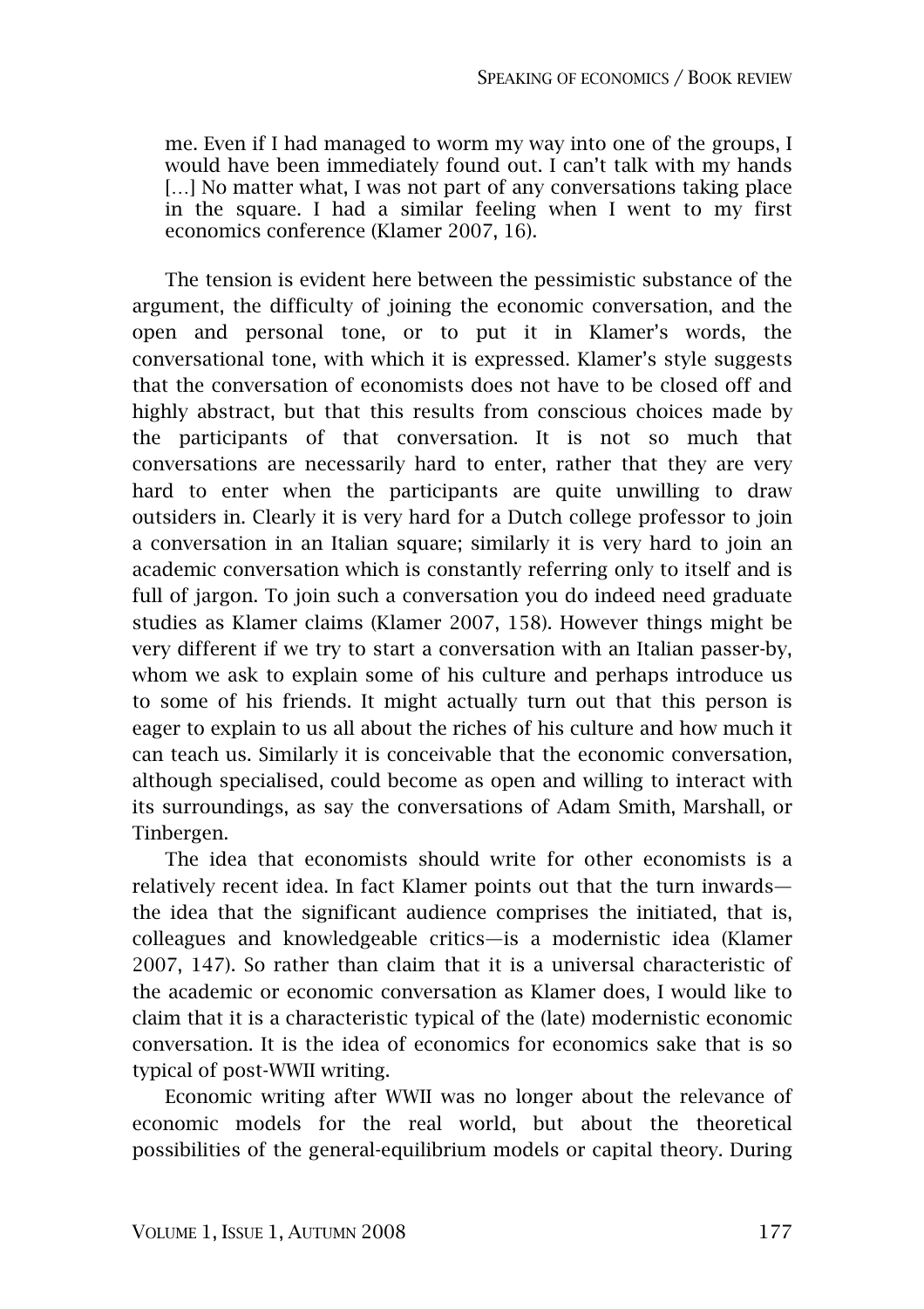> me. Even if I had managed to worm my way into one of the groups, I would have been immediately found out. I can't talk with my hands [...] No matter what, I was not part of any conversations taking place in the square. I had a similar feeling when I went to my first economics conference (Klamer 2007, 16).

The tension is evident here between the pessimistic substance of the argument, the difficulty of joining the economic conversation, and the open and personal tone, or to put it in Klamer's words, the conversational tone, with which it is expressed. Klamer's style suggests that the conversation of economists does not have to be closed off and highly abstract, but that this results from conscious choices made by the participants of that conversation. It is not so much that conversations are necessarily hard to enter, rather that they are very hard to enter when the participants are quite unwilling to draw outsiders in. Clearly it is very hard for a Dutch college professor to join a conversation in an Italian square; similarly it is very hard to join an academic conversation which is constantly referring only to itself and is full of jargon. To join such a conversation you do indeed need graduate studies as Klamer claims (Klamer 2007, 158). However things might be very different if we try to start a conversation with an Italian passer-by, whom we ask to explain some of his culture and perhaps introduce us to some of his friends. It might actually turn out that this person is eager to explain to us all about the riches of his culture and how much it can teach us. Similarly it is conceivable that the economic conversation, although specialised, could become as open and willing to interact with its surroundings, as say the conversations of Adam Smith, Marshall, or Tinbergen.

The idea that economists should write for other economists is a relatively recent idea. In fact Klamer points out that the turn inwards—the idea that the significant audience comprises the initiated, that is, colleagues and knowledgeable critics—is a modernistic idea (Klamer 2007, 147). So rather than claim that it is a universal characteristic of the academic or economic conversation as Klamer does, I would like to claim that it is a characteristic typical of the (late) modernistic economic conversation. It is the idea of economics for economics sake that is so typical of post-WWII writing.

Economic writing after WWII was no longer about the relevance of economic models for the real world, but about the theoretical possibilities of the general-equilibrium models or capital theory. During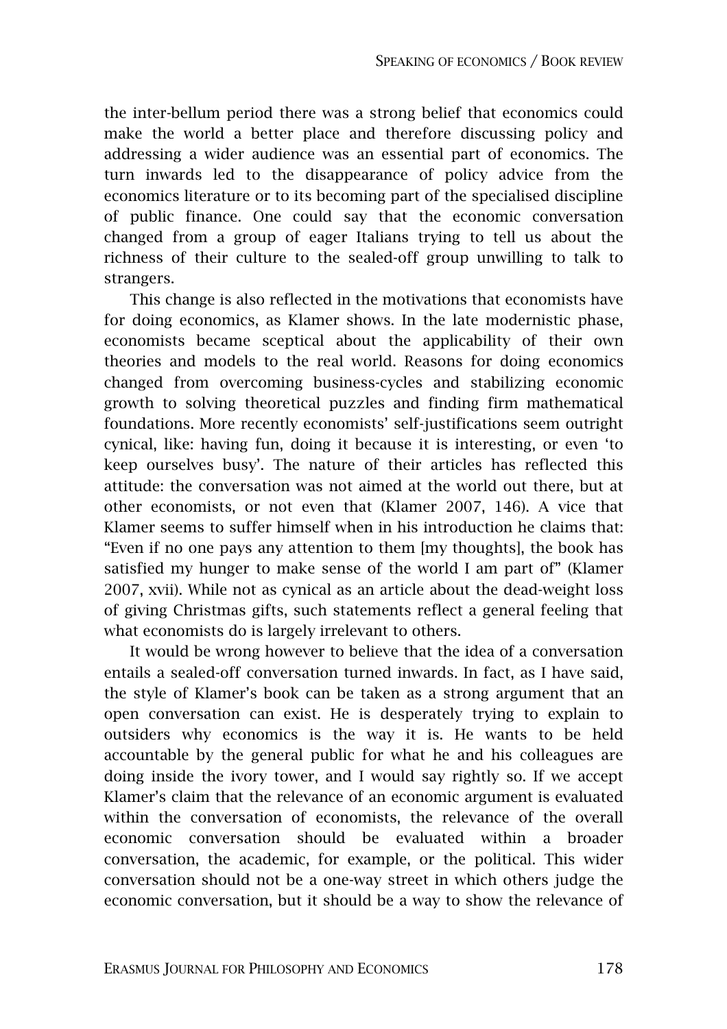the inter-bellum period there was a strong belief that economics could make the world a better place and therefore discussing policy and addressing a wider audience was an essential part of economics. The turn inwards led to the disappearance of policy advice from the economics literature or to its becoming part of the specialised discipline of public finance. One could say that the economic conversation changed from a group of eager Italians trying to tell us about the richness of their culture to the sealed-off group unwilling to talk to strangers.

This change is also reflected in the motivations that economists have for doing economics, as Klamer shows. In the late modernistic phase, economists became sceptical about the applicability of their own theories and models to the real world. Reasons for doing economics changed from overcoming business-cycles and stabilizing economic growth to solving theoretical puzzles and finding firm mathematical foundations. More recently economists' self-justifications seem outright cynical, like: having fun, doing it because it is interesting, or even 'to keep ourselves busy'. The nature of their articles has reflected this attitude: the conversation was not aimed at the world out there, but at other economists, or not even that (Klamer 2007, 146). A vice that Klamer seems to suffer himself when in his introduction he claims that: "Even if no one pays any attention to them [my thoughts], the book has satisfied my hunger to make sense of the world I am part of" (Klamer 2007, xvii). While not as cynical as an article about the dead-weight loss of giving Christmas gifts, such statements reflect a general feeling that what economists do is largely irrelevant to others.

It would be wrong however to believe that the idea of a conversation entails a sealed-off conversation turned inwards. In fact, as I have said, the style of Klamer's book can be taken as a strong argument that an open conversation can exist. He is desperately trying to explain to outsiders why economics is the way it is. He wants to be held accountable by the general public for what he and his colleagues are doing inside the ivory tower, and I would say rightly so. If we accept Klamer's claim that the relevance of an economic argument is evaluated within the conversation of economists, the relevance of the overall economic conversation should be evaluated within a broader conversation, the academic, for example, or the political. This wider conversation should not be a one-way street in which others judge the economic conversation, but it should be a way to show the relevance of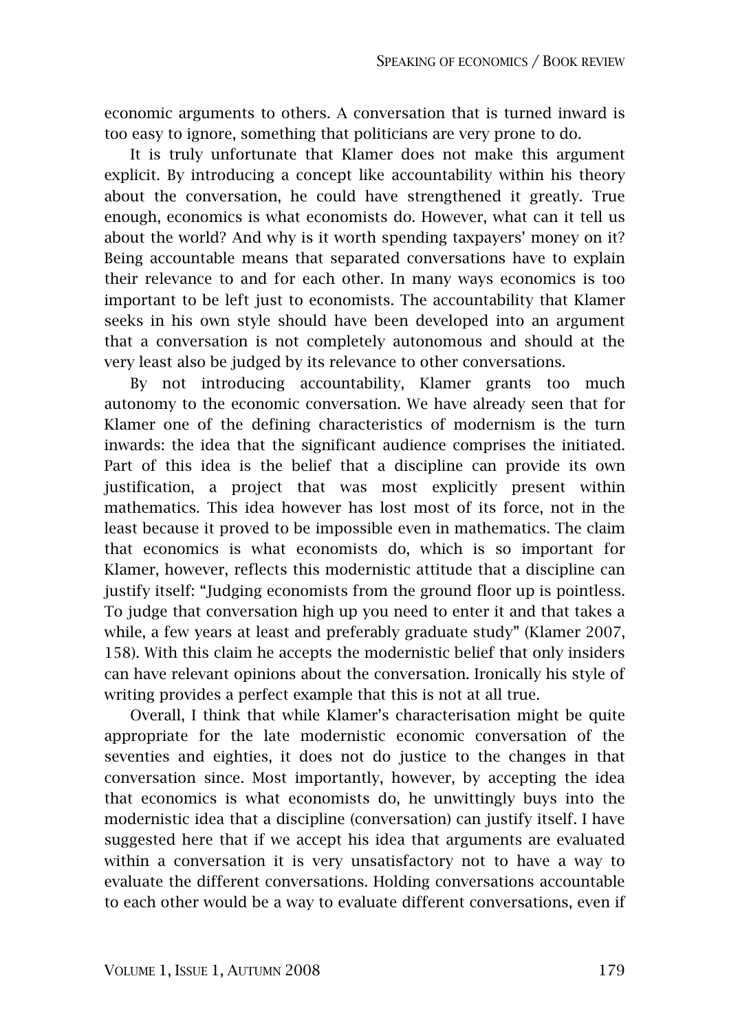economic arguments to others. A conversation that is turned inward is too easy to ignore, something that politicians are very prone to do.

It is truly unfortunate that Klamer does not make this argument explicit. By introducing a concept like accountability within his theory about the conversation, he could have strengthened it greatly. True enough, economics is what economists do. However, what can it tell us about the world? And why is it worth spending taxpayers' money on it? Being accountable means that separated conversations have to explain their relevance to and for each other. In many ways economics is too important to be left just to economists. The accountability that Klamer seeks in his own style should have been developed into an argument that a conversation is not completely autonomous and should at the very least also be judged by its relevance to other conversations.

By not introducing accountability, Klamer grants too much autonomy to the economic conversation. We have already seen that for Klamer one of the defining characteristics of modernism is the turn inwards: the idea that the significant audience comprises the initiated. Part of this idea is the belief that a discipline can provide its own justification, a project that was most explicitly present within mathematics. This idea however has lost most of its force, not in the least because it proved to be impossible even in mathematics. The claim that economics is what economists do, which is so important for Klamer, however, reflects this modernistic attitude that a discipline can justify itself: "Judging economists from the ground floor up is pointless. To judge that conversation high up you need to enter it and that takes a while, a few years at least and preferably graduate study" (Klamer 2007, 158). With this claim he accepts the modernistic belief that only insiders can have relevant opinions about the conversation. Ironically his style of writing provides a perfect example that this is not at all true.

Overall, I think that while Klamer's characterisation might be quite appropriate for the late modernistic economic conversation of the seventies and eighties, it does not do justice to the changes in that conversation since. Most importantly, however, by accepting the idea that economics is what economists do, he unwittingly buys into the modernistic idea that a discipline (conversation) can justify itself. I have suggested here that if we accept his idea that arguments are evaluated within a conversation it is very unsatisfactory not to have a way to evaluate the different conversations. Holding conversations accountable to each other would be a way to evaluate different conversations, even if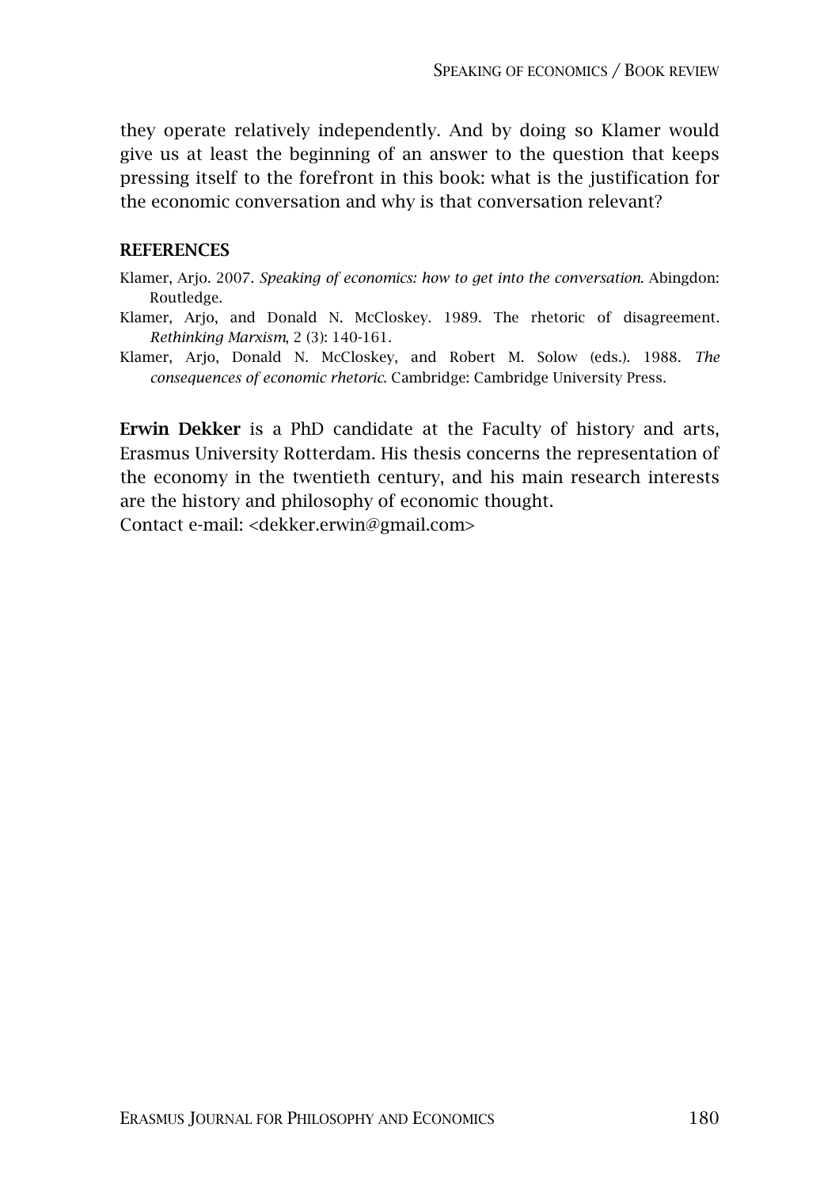they operate relatively independently. And by doing so Klamer would give us at least the beginning of an answer to the question that keeps pressing itself to the forefront in this book: what is the justification for the economic conversation and why is that conversation relevant?

## REFERENCES

Klamer, Arjo. 2007. *Speaking of economics: how to get into the conversation*. Abingdon: Routledge.

Klamer, Arjo, and Donald N. McCloskey. 1989. The rhetoric of disagreement. *Rethinking Marxism*, 2 (3): 140-161.

Klamer, Arjo, Donald N. McCloskey, and Robert M. Solow (eds.). 1988. *The consequences of economic rhetoric*. Cambridge: Cambridge University Press.

**Erwin Dekker** is a PhD candidate at the Faculty of history and arts, Erasmus University Rotterdam. His thesis concerns the representation of the economy in the twentieth century, and his main research interests are the history and philosophy of economic thought.
Contact e-mail: <dekker.erwin@gmail.com>